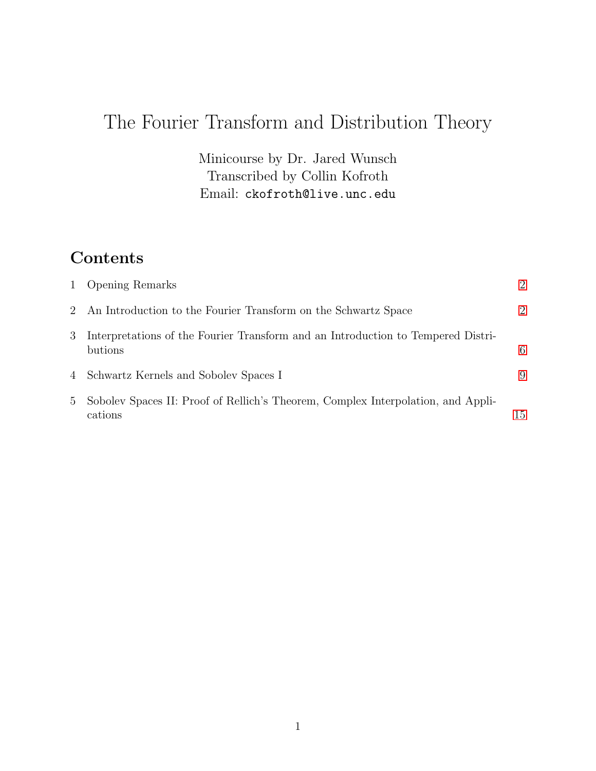# The Fourier Transform and Distribution Theory

Minicourse by Dr. Jared Wunsch
Transcribed by Collin Kofroth
Email: ckofroth@live.unc.edu

## Contents

1 Opening Remarks — 2

2 An Introduction to the Fourier Transform on the Schwartz Space — 2

3 Interpretations of the Fourier Transform and an Introduction to Tempered Distributions — 6

4 Schwartz Kernels and Sobolev Spaces I — 9

5 Sobolev Spaces II: Proof of Rellich's Theorem, Complex Interpolation, and Applications — 15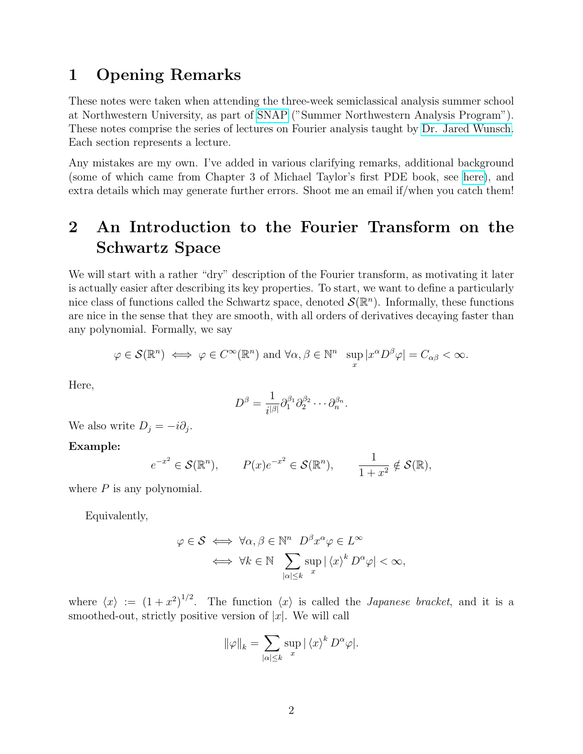# 1 Opening Remarks

These notes were taken when attending the three-week semiclassical analysis summer school at Northwestern University, as part of SNAP ("Summer Northwestern Analysis Program"). These notes comprise the series of lectures on Fourier analysis taught by Dr. Jared Wunsch. Each section represents a lecture.

Any mistakes are my own. I've added in various clarifying remarks, additional background (some of which came from Chapter 3 of Michael Taylor's first PDE book, see here), and extra details which may generate further errors. Shoot me an email if/when you catch them!

# 2 An Introduction to the Fourier Transform on the Schwartz Space

We will start with a rather "dry" description of the Fourier transform, as motivating it later is actually easier after describing its key properties. To start, we want to define a particularly nice class of functions called the Schwartz space, denoted $\mathcal{S}(\mathbb{R}^n)$. Informally, these functions are nice in the sense that they are smooth, with all orders of derivatives decaying faster than any polynomial. Formally, we say

$$\varphi \in \mathcal{S}(\mathbb{R}^n) \iff \varphi \in C^\infty(\mathbb{R}^n) \text{ and } \forall \alpha, \beta \in \mathbb{N}^n \ \sup_x |x^\alpha D^\beta \varphi| = C_{\alpha\beta} < \infty.$$

Here,

$$D^\beta = \frac{1}{i^{|\beta|}} \partial_1^{\beta_1} \partial_2^{\beta_2} \cdots \partial_n^{\beta_n}.$$

We also write $D_j = -i\partial_j$.

**Example:**

$$e^{-x^2} \in \mathcal{S}(\mathbb{R}^n), \qquad P(x)e^{-x^2} \in \mathcal{S}(\mathbb{R}^n), \qquad \frac{1}{1+x^2} \notin \mathcal{S}(\mathbb{R}),$$

where $P$ is any polynomial.

Equivalently,

$$\begin{aligned}
\varphi \in \mathcal{S} &\iff \forall \alpha, \beta \in \mathbb{N}^n \ D^\beta x^\alpha \varphi \in L^\infty \\
&\iff \forall k \in \mathbb{N} \ \sum_{|\alpha| \le k} \sup_x |\langle x \rangle^k D^\alpha \varphi| < \infty,
\end{aligned}$$

where $\langle x \rangle := (1 + x^2)^{1/2}$. The function $\langle x \rangle$ is called the *Japanese bracket*, and it is a smoothed-out, strictly positive version of $|x|$. We will call

$$\|\varphi\|_k = \sum_{|\alpha| \le k} \sup_x |\langle x \rangle^k D^\alpha \varphi|.$$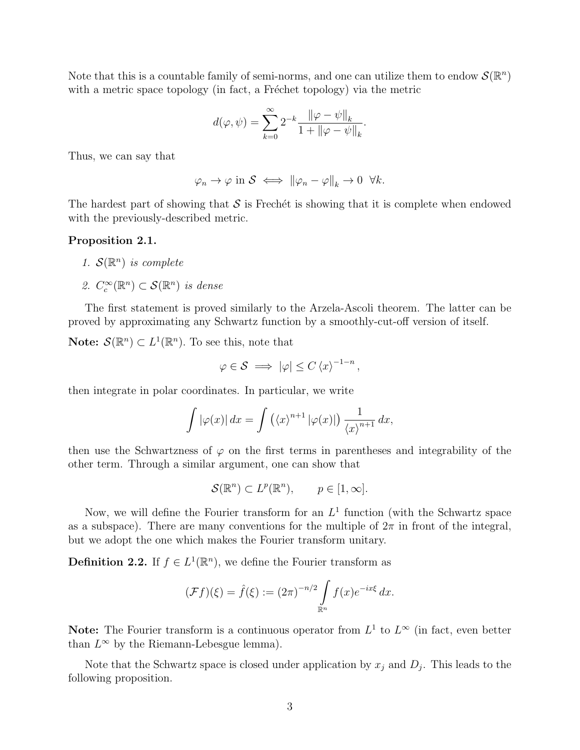Note that this is a countable family of semi-norms, and one can utilize them to endow $\mathcal{S}(\mathbb{R}^n)$ with a metric space topology (in fact, a Fréchet topology) via the metric

$$d(\varphi, \psi) = \sum_{k=0}^{\infty} 2^{-k} \frac{\|\varphi - \psi\|_k}{1 + \|\varphi - \psi\|_k}.$$

Thus, we can say that

$$\varphi_n \to \varphi \text{ in } \mathcal{S} \iff \|\varphi_n - \varphi\|_k \to 0 \ \ \forall k.$$

The hardest part of showing that $\mathcal{S}$ is Frechét is showing that it is complete when endowed with the previously-described metric.

**Proposition 2.1.**

1. *$\mathcal{S}(\mathbb{R}^n)$ is complete*
2. *$C_c^\infty(\mathbb{R}^n) \subset \mathcal{S}(\mathbb{R}^n)$ is dense*

The first statement is proved similarly to the Arzela-Ascoli theorem. The latter can be proved by approximating any Schwartz function by a smoothly-cut-off version of itself.

**Note:** $\mathcal{S}(\mathbb{R}^n) \subset L^1(\mathbb{R}^n)$. To see this, note that

$$\varphi \in \mathcal{S} \implies |\varphi| \leq C \langle x \rangle^{-1-n},$$

then integrate in polar coordinates. In particular, we write

$$\int |\varphi(x)|\, dx = \int \left( \langle x \rangle^{n+1} |\varphi(x)| \right) \frac{1}{\langle x \rangle^{n+1}}\, dx,$$

then use the Schwartzness of $\varphi$ on the first terms in parentheses and integrability of the other term. Through a similar argument, one can show that

$$\mathcal{S}(\mathbb{R}^n) \subset L^p(\mathbb{R}^n), \qquad p \in [1, \infty].$$

Now, we will define the Fourier transform for an $L^1$ function (with the Schwartz space as a subspace). There are many conventions for the multiple of $2\pi$ in front of the integral, but we adopt the one which makes the Fourier transform unitary.

**Definition 2.2.** If $f \in L^1(\mathbb{R}^n)$, we define the Fourier transform as

$$(\mathcal{F}f)(\xi) = \hat{f}(\xi) := (2\pi)^{-n/2} \int_{\mathbb{R}^n} f(x) e^{-ix\xi}\, dx.$$

**Note:** The Fourier transform is a continuous operator from $L^1$ to $L^\infty$ (in fact, even better than $L^\infty$ by the Riemann-Lebesgue lemma).

Note that the Schwartz space is closed under application by $x_j$ and $D_j$. This leads to the following proposition.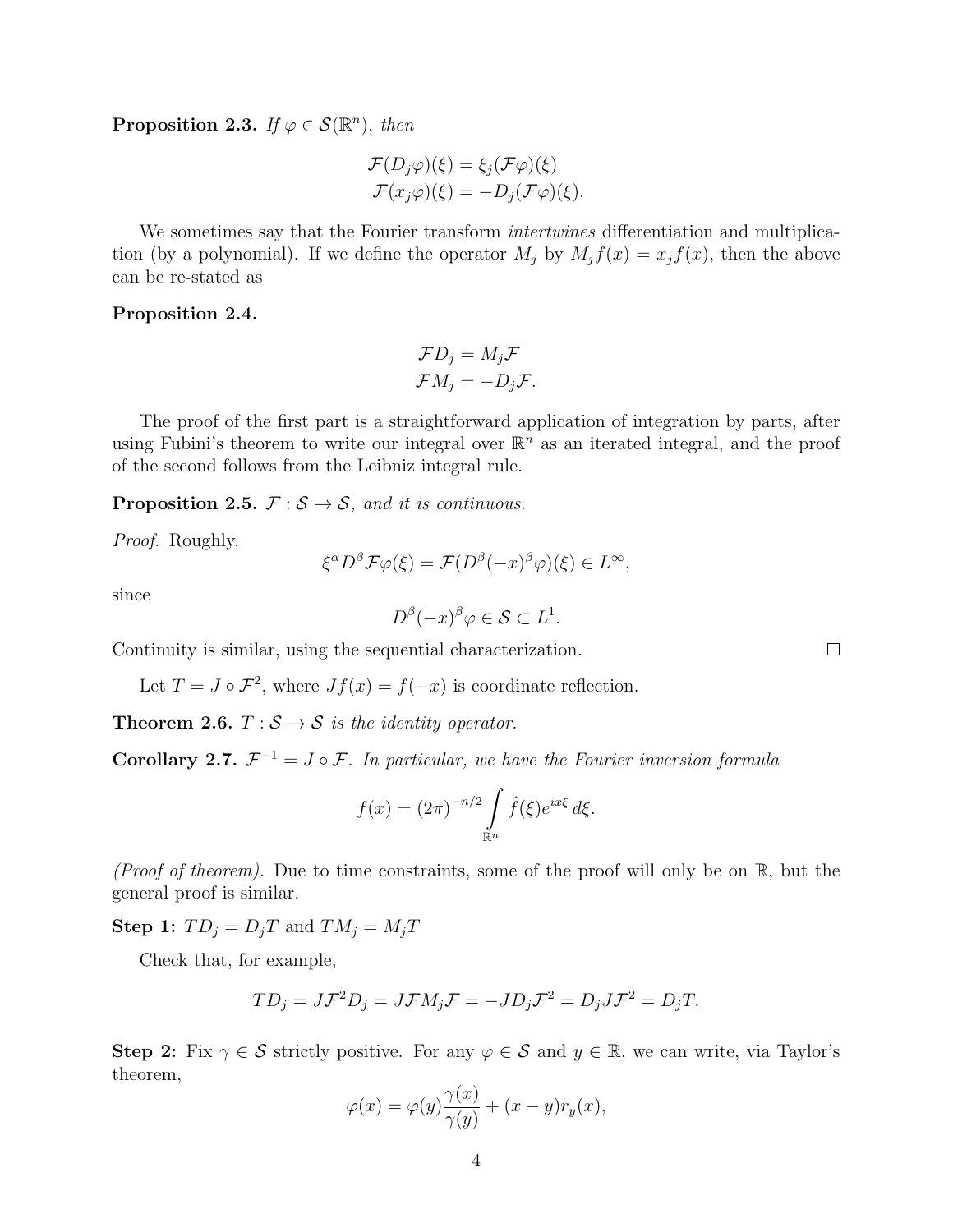**Proposition 2.3.** *If $\varphi \in \mathcal{S}(\mathbb{R}^n)$, then*

$$\mathcal{F}(D_j\varphi)(\xi) = \xi_j(\mathcal{F}\varphi)(\xi)$$
$$\mathcal{F}(x_j\varphi)(\xi) = -D_j(\mathcal{F}\varphi)(\xi).$$

We sometimes say that the Fourier transform *intertwines* differentiation and multiplication (by a polynomial). If we define the operator $M_j$ by $M_j f(x) = x_j f(x)$, then the above can be re-stated as

**Proposition 2.4.**

$$\mathcal{F}D_j = M_j\mathcal{F}$$
$$\mathcal{F}M_j = -D_j\mathcal{F}.$$

The proof of the first part is a straightforward application of integration by parts, after using Fubini's theorem to write our integral over $\mathbb{R}^n$ as an iterated integral, and the proof of the second follows from the Leibniz integral rule.

**Proposition 2.5.** *$\mathcal{F} : \mathcal{S} \to \mathcal{S}$, and it is continuous.*

*Proof.* Roughly,

$$\xi^\alpha D^\beta \mathcal{F}\varphi(\xi) = \mathcal{F}(D^\beta(-x)^\beta\varphi)(\xi) \in L^\infty,$$

since

$$D^\beta(-x)^\beta\varphi \in \mathcal{S} \subset L^1.$$

Continuity is similar, using the sequential characterization. $\square$

Let $T = J \circ \mathcal{F}^2$, where $Jf(x) = f(-x)$ is coordinate reflection.

**Theorem 2.6.** *$T : \mathcal{S} \to \mathcal{S}$ is the identity operator.*

**Corollary 2.7.** *$\mathcal{F}^{-1} = J \circ \mathcal{F}$. In particular, we have the Fourier inversion formula*

$$f(x) = (2\pi)^{-n/2} \int_{\mathbb{R}^n} \hat{f}(\xi) e^{ix\xi}\, d\xi.$$

*(Proof of theorem).* Due to time constraints, some of the proof will only be on $\mathbb{R}$, but the general proof is similar.

**Step 1:** $TD_j = D_jT$ and $TM_j = M_jT$

Check that, for example,

$$TD_j = J\mathcal{F}^2 D_j = J\mathcal{F}M_j\mathcal{F} = -JD_j\mathcal{F}^2 = D_jJ\mathcal{F}^2 = D_jT.$$

**Step 2:** Fix $\gamma \in \mathcal{S}$ strictly positive. For any $\varphi \in \mathcal{S}$ and $y \in \mathbb{R}$, we can write, via Taylor's theorem,

$$\varphi(x) = \varphi(y)\frac{\gamma(x)}{\gamma(y)} + (x - y)r_y(x),$$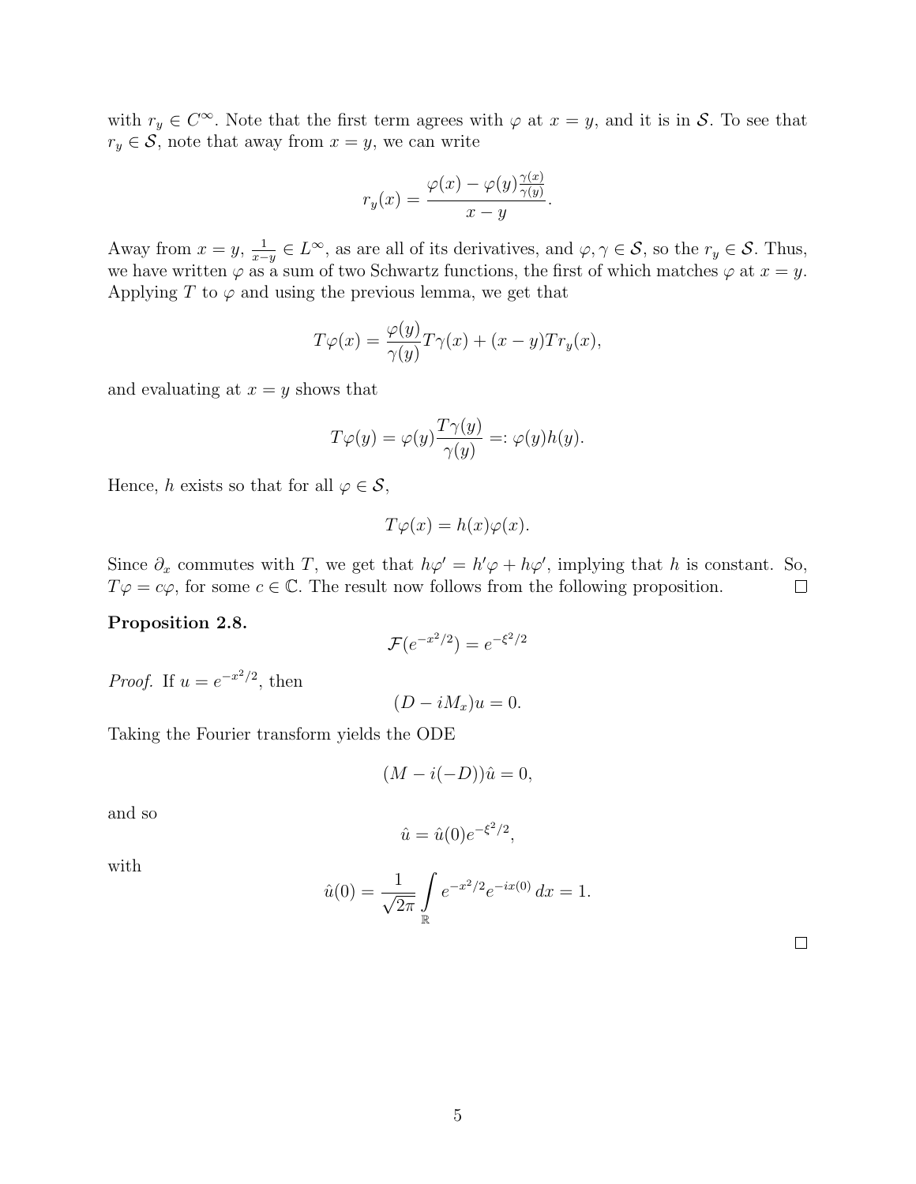with $r_y \in C^\infty$. Note that the first term agrees with $\varphi$ at $x = y$, and it is in $\mathcal{S}$. To see that $r_y \in \mathcal{S}$, note that away from $x = y$, we can write

$$r_y(x) = \frac{\varphi(x) - \varphi(y)\frac{\gamma(x)}{\gamma(y)}}{x - y}.$$

Away from $x = y$, $\frac{1}{x-y} \in L^\infty$, as are all of its derivatives, and $\varphi, \gamma \in \mathcal{S}$, so the $r_y \in \mathcal{S}$. Thus, we have written $\varphi$ as a sum of two Schwartz functions, the first of which matches $\varphi$ at $x = y$. Applying $T$ to $\varphi$ and using the previous lemma, we get that

$$T\varphi(x) = \frac{\varphi(y)}{\gamma(y)} T\gamma(x) + (x - y)Tr_y(x),$$

and evaluating at $x = y$ shows that

$$T\varphi(y) = \varphi(y)\frac{T\gamma(y)}{\gamma(y)} =: \varphi(y)h(y).$$

Hence, $h$ exists so that for all $\varphi \in \mathcal{S}$,

$$T\varphi(x) = h(x)\varphi(x).$$

Since $\partial_x$ commutes with $T$, we get that $h\varphi' = h'\varphi + h\varphi'$, implying that $h$ is constant. So, $T\varphi = c\varphi$, for some $c \in \mathbb{C}$. The result now follows from the following proposition. $\square$

**Proposition 2.8.**

$$\mathcal{F}(e^{-x^2/2}) = e^{-\xi^2/2}$$

*Proof.* If $u = e^{-x^2/2}$, then

$$(D - iM_x)u = 0.$$

Taking the Fourier transform yields the ODE

$$(M - i(-D))\hat{u} = 0,$$

and so

$$\hat{u} = \hat{u}(0)e^{-\xi^2/2},$$

with

$$\hat{u}(0) = \frac{1}{\sqrt{2\pi}} \int_{\mathbb{R}} e^{-x^2/2} e^{-ix(0)}\, dx = 1.$$

$\square$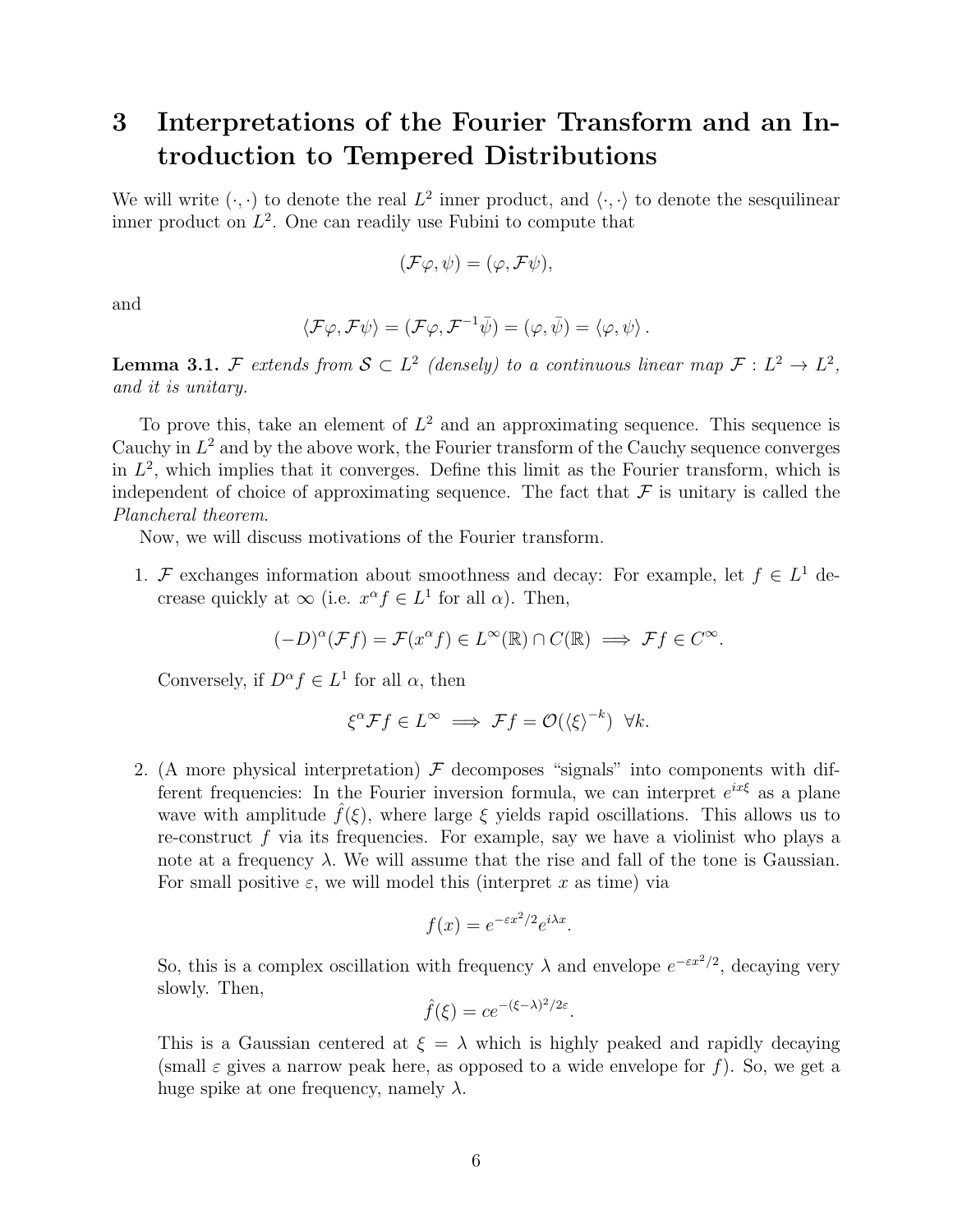# 3 Interpretations of the Fourier Transform and an Introduction to Tempered Distributions

We will write $(\cdot, \cdot)$ to denote the real $L^2$ inner product, and $\langle \cdot, \cdot \rangle$ to denote the sesquilinear inner product on $L^2$. One can readily use Fubini to compute that

$$(\mathcal{F}\varphi, \psi) = (\varphi, \mathcal{F}\psi),$$

and

$$\langle \mathcal{F}\varphi, \mathcal{F}\psi \rangle = (\mathcal{F}\varphi, \mathcal{F}^{-1}\bar{\psi}) = (\varphi, \bar{\psi}) = \langle \varphi, \psi \rangle .$$

**Lemma 3.1.** *$\mathcal{F}$ extends from $\mathcal{S} \subset L^2$ (densely) to a continuous linear map $\mathcal{F} : L^2 \to L^2$, and it is unitary.*

To prove this, take an element of $L^2$ and an approximating sequence. This sequence is Cauchy in $L^2$ and by the above work, the Fourier transform of the Cauchy sequence converges in $L^2$, which implies that it converges. Define this limit as the Fourier transform, which is independent of choice of approximating sequence. The fact that $\mathcal{F}$ is unitary is called the *Plancheral theorem*.

Now, we will discuss motivations of the Fourier transform.

1. $\mathcal{F}$ exchanges information about smoothness and decay: For example, let $f \in L^1$ decrease quickly at $\infty$ (i.e. $x^\alpha f \in L^1$ for all $\alpha$). Then,

$$(-D)^\alpha(\mathcal{F}f) = \mathcal{F}(x^\alpha f) \in L^\infty(\mathbb{R}) \cap C(\mathbb{R}) \implies \mathcal{F}f \in C^\infty.$$

   Conversely, if $D^\alpha f \in L^1$ for all $\alpha$, then

$$\xi^\alpha \mathcal{F}f \in L^\infty \implies \mathcal{F}f = \mathcal{O}(\langle \xi \rangle^{-k}) \ \ \forall k.$$

2. (A more physical interpretation) $\mathcal{F}$ decomposes "signals" into components with different frequencies: In the Fourier inversion formula, we can interpret $e^{ix\xi}$ as a plane wave with amplitude $\hat{f}(\xi)$, where large $\xi$ yields rapid oscillations. This allows us to re-construct $f$ via its frequencies. For example, say we have a violinist who plays a note at a frequency $\lambda$. We will assume that the rise and fall of the tone is Gaussian. For small positive $\varepsilon$, we will model this (interpret $x$ as time) via

$$f(x) = e^{-\varepsilon x^2/2} e^{i\lambda x}.$$

   So, this is a complex oscillation with frequency $\lambda$ and envelope $e^{-\varepsilon x^2/2}$, decaying very slowly. Then,

$$\hat{f}(\xi) = ce^{-(\xi-\lambda)^2/2\varepsilon}.$$

   This is a Gaussian centered at $\xi = \lambda$ which is highly peaked and rapidly decaying (small $\varepsilon$ gives a narrow peak here, as opposed to a wide envelope for $f$). So, we get a huge spike at one frequency, namely $\lambda$.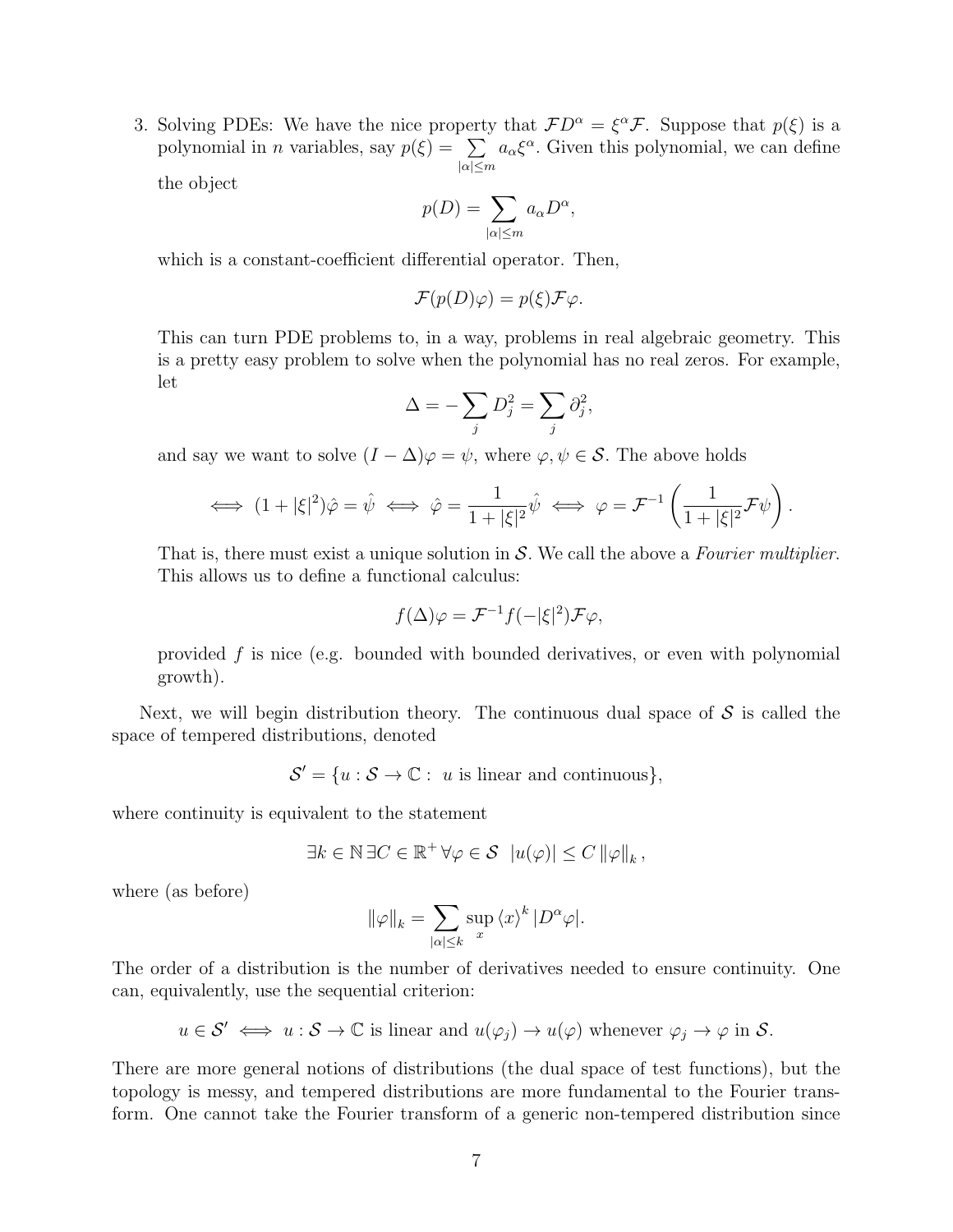3. Solving PDEs: We have the nice property that $\mathcal{F}D^\alpha = \xi^\alpha \mathcal{F}$. Suppose that $p(\xi)$ is a polynomial in $n$ variables, say $p(\xi) = \sum_{|\alpha| \le m} a_\alpha \xi^\alpha$. Given this polynomial, we can define the object

$$p(D) = \sum_{|\alpha| \le m} a_\alpha D^\alpha,$$

which is a constant-coefficient differential operator. Then,

$$\mathcal{F}(p(D)\varphi) = p(\xi)\mathcal{F}\varphi.$$

This can turn PDE problems to, in a way, problems in real algebraic geometry. This is a pretty easy problem to solve when the polynomial has no real zeros. For example, let

$$\Delta = -\sum_j D_j^2 = \sum_j \partial_j^2,$$

and say we want to solve $(I - \Delta)\varphi = \psi$, where $\varphi, \psi \in \mathcal{S}$. The above holds

$$\iff (1 + |\xi|^2)\hat{\varphi} = \hat{\psi} \iff \hat{\varphi} = \frac{1}{1 + |\xi|^2}\hat{\psi} \iff \varphi = \mathcal{F}^{-1}\left(\frac{1}{1 + |\xi|^2}\mathcal{F}\psi\right).$$

That is, there must exist a unique solution in $\mathcal{S}$. We call the above a *Fourier multiplier*. This allows us to define a functional calculus:

$$f(\Delta)\varphi = \mathcal{F}^{-1} f(-|\xi|^2)\mathcal{F}\varphi,$$

provided $f$ is nice (e.g. bounded with bounded derivatives, or even with polynomial growth).

Next, we will begin distribution theory. The continuous dual space of $\mathcal{S}$ is called the space of tempered distributions, denoted

$$\mathcal{S}' = \{u : \mathcal{S} \to \mathbb{C} : \ u \text{ is linear and continuous}\},$$

where continuity is equivalent to the statement

$$\exists k \in \mathbb{N}\, \exists C \in \mathbb{R}^+\, \forall \varphi \in \mathcal{S} \ \ |u(\varphi)| \le C \left\|\varphi\right\|_k,$$

where (as before)

$$\left\|\varphi\right\|_k = \sum_{|\alpha| \le k} \sup_x \langle x \rangle^k |D^\alpha \varphi|.$$

The order of a distribution is the number of derivatives needed to ensure continuity. One can, equivalently, use the sequential criterion:

$$u \in \mathcal{S}' \iff u : \mathcal{S} \to \mathbb{C} \text{ is linear and } u(\varphi_j) \to u(\varphi) \text{ whenever } \varphi_j \to \varphi \text{ in } \mathcal{S}.$$

There are more general notions of distributions (the dual space of test functions), but the topology is messy, and tempered distributions are more fundamental to the Fourier transform. One cannot take the Fourier transform of a generic non-tempered distribution since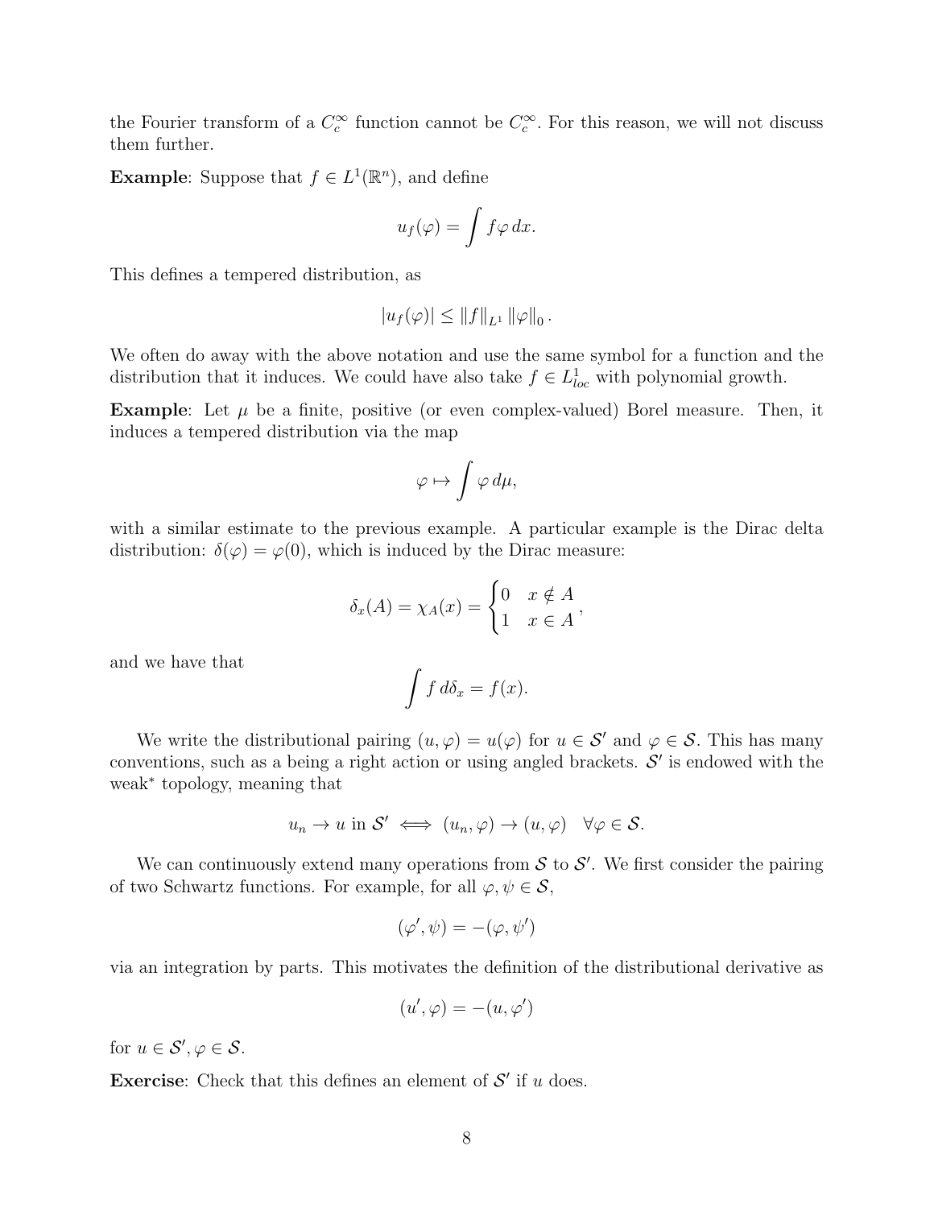the Fourier transform of a $C_c^\infty$ function cannot be $C_c^\infty$. For this reason, we will not discuss them further.

**Example**: Suppose that $f \in L^1(\mathbb{R}^n)$, and define

$$u_f(\varphi) = \int f\varphi \, dx.$$

This defines a tempered distribution, as

$$|u_f(\varphi)| \leq \|f\|_{L^1} \|\varphi\|_0 .$$

We often do away with the above notation and use the same symbol for a function and the distribution that it induces. We could have also take $f \in L^1_{loc}$ with polynomial growth.

**Example**: Let $\mu$ be a finite, positive (or even complex-valued) Borel measure. Then, it induces a tempered distribution via the map

$$\varphi \mapsto \int \varphi \, d\mu,$$

with a similar estimate to the previous example. A particular example is the Dirac delta distribution: $\delta(\varphi) = \varphi(0)$, which is induced by the Dirac measure:

$$\delta_x(A) = \chi_A(x) = \begin{cases} 0 & x \notin A \\ 1 & x \in A \end{cases},$$

and we have that

$$\int f \, d\delta_x = f(x).$$

We write the distributional pairing $(u, \varphi) = u(\varphi)$ for $u \in \mathcal{S}'$ and $\varphi \in \mathcal{S}$. This has many conventions, such as a being a right action or using angled brackets. $\mathcal{S}'$ is endowed with the weak$^*$ topology, meaning that

$$u_n \to u \text{ in } \mathcal{S}' \iff (u_n, \varphi) \to (u, \varphi) \quad \forall \varphi \in \mathcal{S}.$$

We can continuously extend many operations from $\mathcal{S}$ to $\mathcal{S}'$. We first consider the pairing of two Schwartz functions. For example, for all $\varphi, \psi \in \mathcal{S}$,

$$(\varphi', \psi) = -(\varphi, \psi')$$

via an integration by parts. This motivates the definition of the distributional derivative as

$$(u', \varphi) = -(u, \varphi')$$

for $u \in \mathcal{S}', \varphi \in \mathcal{S}$.

**Exercise**: Check that this defines an element of $\mathcal{S}'$ if $u$ does.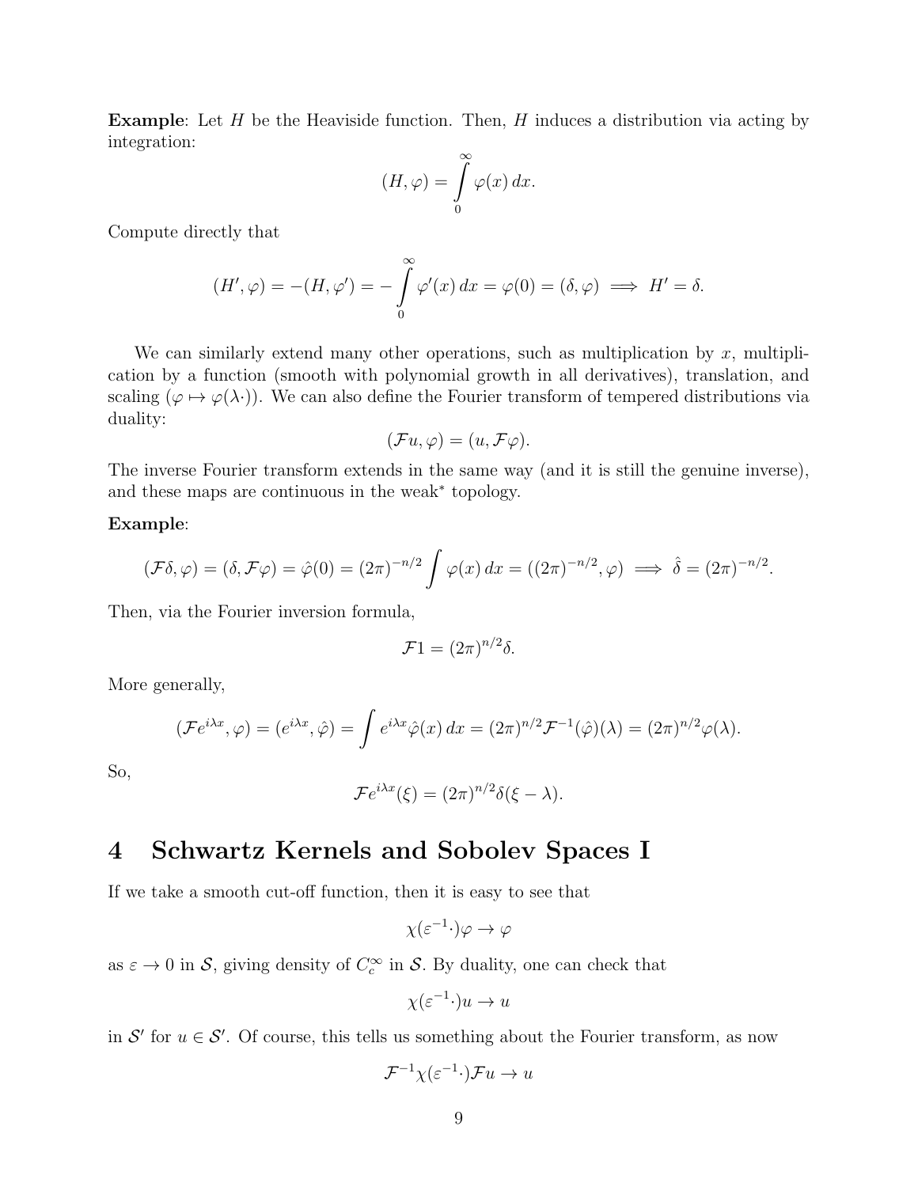**Example**: Let $H$ be the Heaviside function. Then, $H$ induces a distribution via acting by integration:

$$(H, \varphi) = \int_0^\infty \varphi(x)\, dx.$$

Compute directly that

$$(H', \varphi) = -(H, \varphi') = -\int_0^\infty \varphi'(x)\, dx = \varphi(0) = (\delta, \varphi) \implies H' = \delta.$$

We can similarly extend many other operations, such as multiplication by $x$, multiplication by a function (smooth with polynomial growth in all derivatives), translation, and scaling ($\varphi \mapsto \varphi(\lambda \cdot)$). We can also define the Fourier transform of tempered distributions via duality:

$$(\mathcal{F}u, \varphi) = (u, \mathcal{F}\varphi).$$

The inverse Fourier transform extends in the same way (and it is still the genuine inverse), and these maps are continuous in the weak$^*$ topology.

**Example**:

$$(\mathcal{F}\delta, \varphi) = (\delta, \mathcal{F}\varphi) = \hat{\varphi}(0) = (2\pi)^{-n/2} \int \varphi(x)\, dx = ((2\pi)^{-n/2}, \varphi) \implies \hat{\delta} = (2\pi)^{-n/2}.$$

Then, via the Fourier inversion formula,

$$\mathcal{F}1 = (2\pi)^{n/2}\delta.$$

More generally,

$$(\mathcal{F}e^{i\lambda x}, \varphi) = (e^{i\lambda x}, \hat{\varphi}) = \int e^{i\lambda x}\hat{\varphi}(x)\, dx = (2\pi)^{n/2}\mathcal{F}^{-1}(\hat{\varphi})(\lambda) = (2\pi)^{n/2}\varphi(\lambda).$$

So,

$$\mathcal{F}e^{i\lambda x}(\xi) = (2\pi)^{n/2}\delta(\xi - \lambda).$$

# 4 Schwartz Kernels and Sobolev Spaces I

If we take a smooth cut-off function, then it is easy to see that

$$\chi(\varepsilon^{-1} \cdot)\varphi \to \varphi$$

as $\varepsilon \to 0$ in $\mathcal{S}$, giving density of $C_c^\infty$ in $\mathcal{S}$. By duality, one can check that

$$\chi(\varepsilon^{-1} \cdot)u \to u$$

in $\mathcal{S}'$ for $u \in \mathcal{S}'$. Of course, this tells us something about the Fourier transform, as now

$$\mathcal{F}^{-1}\chi(\varepsilon^{-1} \cdot)\mathcal{F}u \to u$$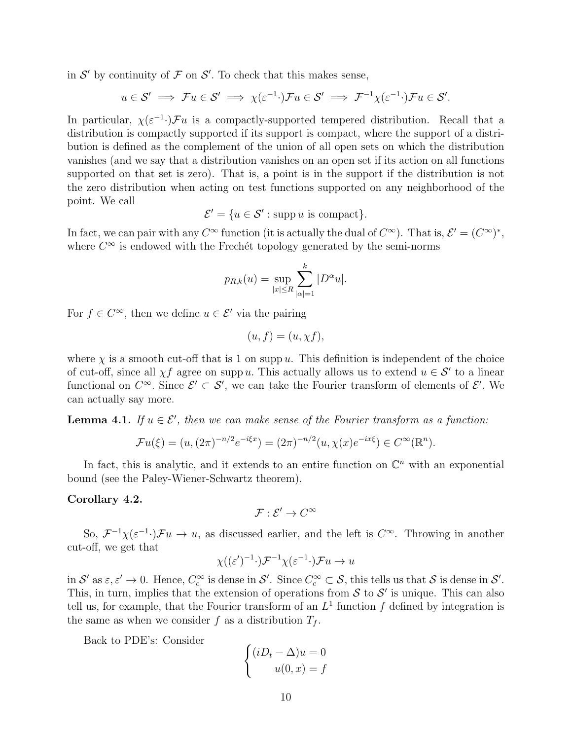in $\mathcal{S}'$ by continuity of $\mathcal{F}$ on $\mathcal{S}'$. To check that this makes sense,

$$u \in \mathcal{S}' \implies \mathcal{F}u \in \mathcal{S}' \implies \chi(\varepsilon^{-1}\cdot)\mathcal{F}u \in \mathcal{S}' \implies \mathcal{F}^{-1}\chi(\varepsilon^{-1}\cdot)\mathcal{F}u \in \mathcal{S}'.$$

In particular, $\chi(\varepsilon^{-1}\cdot)\mathcal{F}u$ is a compactly-supported tempered distribution. Recall that a distribution is compactly supported if its support is compact, where the support of a distribution is defined as the complement of the union of all open sets on which the distribution vanishes (and we say that a distribution vanishes on an open set if its action on all functions supported on that set is zero). That is, a point is in the support if the distribution is not the zero distribution when acting on test functions supported on any neighborhood of the point. We call

$$\mathcal{E}' = \{u \in \mathcal{S}' : \operatorname{supp} u \text{ is compact}\}.$$

In fact, we can pair with any $C^\infty$ function (it is actually the dual of $C^\infty$). That is, $\mathcal{E}' = (C^\infty)^*$, where $C^\infty$ is endowed with the Frechét topology generated by the semi-norms

$$p_{R,k}(u) = \sup_{|x|\leq R} \sum_{|\alpha|=1}^{k} |D^\alpha u|.$$

For $f \in C^\infty$, then we define $u \in \mathcal{E}'$ via the pairing

$$(u, f) = (u, \chi f),$$

where $\chi$ is a smooth cut-off that is 1 on $\operatorname{supp} u$. This definition is independent of the choice of cut-off, since all $\chi f$ agree on $\operatorname{supp} u$. This actually allows us to extend $u \in \mathcal{S}'$ to a linear functional on $C^\infty$. Since $\mathcal{E}' \subset \mathcal{S}'$, we can take the Fourier transform of elements of $\mathcal{E}'$. We can actually say more.

**Lemma 4.1.** *If $u \in \mathcal{E}'$, then we can make sense of the Fourier transform as a function:*

$$\mathcal{F}u(\xi) = (u, (2\pi)^{-n/2}e^{-i\xi x}) = (2\pi)^{-n/2}(u, \chi(x)e^{-ix\xi}) \in C^\infty(\mathbb{R}^n).$$

In fact, this is analytic, and it extends to an entire function on $\mathbb{C}^n$ with an exponential bound (see the Paley-Wiener-Schwartz theorem).

**Corollary 4.2.**

$$\mathcal{F} : \mathcal{E}' \to C^\infty$$

So, $\mathcal{F}^{-1}\chi(\varepsilon^{-1}\cdot)\mathcal{F}u \to u$, as discussed earlier, and the left is $C^\infty$. Throwing in another cut-off, we get that

$$\chi((\varepsilon')^{-1}\cdot)\mathcal{F}^{-1}\chi(\varepsilon^{-1}\cdot)\mathcal{F}u \to u$$

in $\mathcal{S}'$ as $\varepsilon, \varepsilon' \to 0$. Hence, $C_c^\infty$ is dense in $\mathcal{S}'$. Since $C_c^\infty \subset \mathcal{S}$, this tells us that $\mathcal{S}$ is dense in $\mathcal{S}'$. This, in turn, implies that the extension of operations from $\mathcal{S}$ to $\mathcal{S}'$ is unique. This can also tell us, for example, that the Fourier transform of an $L^1$ function $f$ defined by integration is the same as when we consider $f$ as a distribution $T_f$.

Back to PDE's: Consider

$$\begin{cases} (iD_t - \Delta)u = 0 \\ \quad u(0, x) = f \end{cases}$$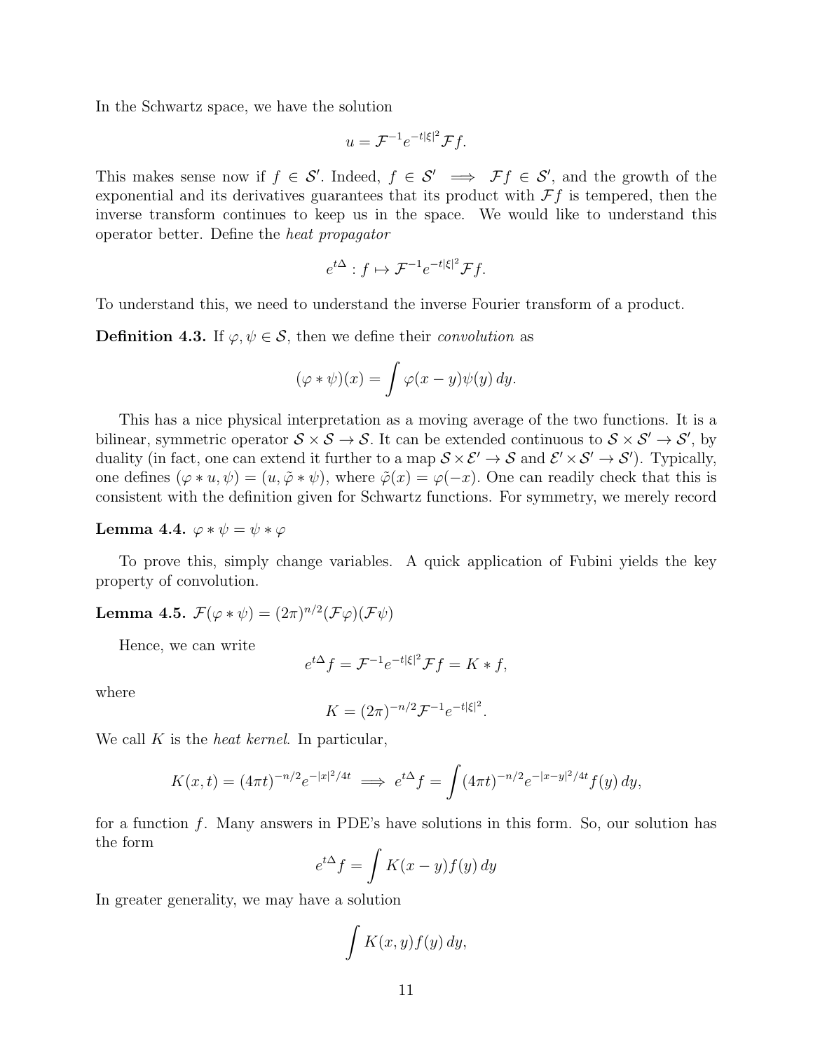In the Schwartz space, we have the solution

$$u = \mathcal{F}^{-1} e^{-t|\xi|^2} \mathcal{F} f.$$

This makes sense now if $f \in \mathcal{S}'$. Indeed, $f \in \mathcal{S}' \implies \mathcal{F}f \in \mathcal{S}'$, and the growth of the exponential and its derivatives guarantees that its product with $\mathcal{F}f$ is tempered, then the inverse transform continues to keep us in the space. We would like to understand this operator better. Define the *heat propagator*

$$e^{t\Delta} : f \mapsto \mathcal{F}^{-1} e^{-t|\xi|^2} \mathcal{F} f.$$

To understand this, we need to understand the inverse Fourier transform of a product.

**Definition 4.3.** If $\varphi, \psi \in \mathcal{S}$, then we define their *convolution* as

$$(\varphi * \psi)(x) = \int \varphi(x-y)\psi(y)\, dy.$$

This has a nice physical interpretation as a moving average of the two functions. It is a bilinear, symmetric operator $\mathcal{S} \times \mathcal{S} \to \mathcal{S}$. It can be extended continuous to $\mathcal{S} \times \mathcal{S}' \to \mathcal{S}'$, by duality (in fact, one can extend it further to a map $\mathcal{S} \times \mathcal{E}' \to \mathcal{S}$ and $\mathcal{E}' \times \mathcal{S}' \to \mathcal{S}'$). Typically, one defines $(\varphi * u, \psi) = (u, \tilde{\varphi} * \psi)$, where $\tilde{\varphi}(x) = \varphi(-x)$. One can readily check that this is consistent with the definition given for Schwartz functions. For symmetry, we merely record

**Lemma 4.4.** $\varphi * \psi = \psi * \varphi$

To prove this, simply change variables. A quick application of Fubini yields the key property of convolution.

**Lemma 4.5.** $\mathcal{F}(\varphi * \psi) = (2\pi)^{n/2} (\mathcal{F}\varphi)(\mathcal{F}\psi)$

Hence, we can write

$$e^{t\Delta} f = \mathcal{F}^{-1} e^{-t|\xi|^2} \mathcal{F} f = K * f,$$

where

$$K = (2\pi)^{-n/2} \mathcal{F}^{-1} e^{-t|\xi|^2}.$$

We call $K$ is the *heat kernel*. In particular,

$$K(x,t) = (4\pi t)^{-n/2} e^{-|x|^2/4t} \implies e^{t\Delta} f = \int (4\pi t)^{-n/2} e^{-|x-y|^2/4t} f(y)\, dy,$$

for a function $f$. Many answers in PDE's have solutions in this form. So, our solution has the form

$$e^{t\Delta} f = \int K(x-y) f(y)\, dy$$

In greater generality, we may have a solution

$$\int K(x,y) f(y)\, dy,$$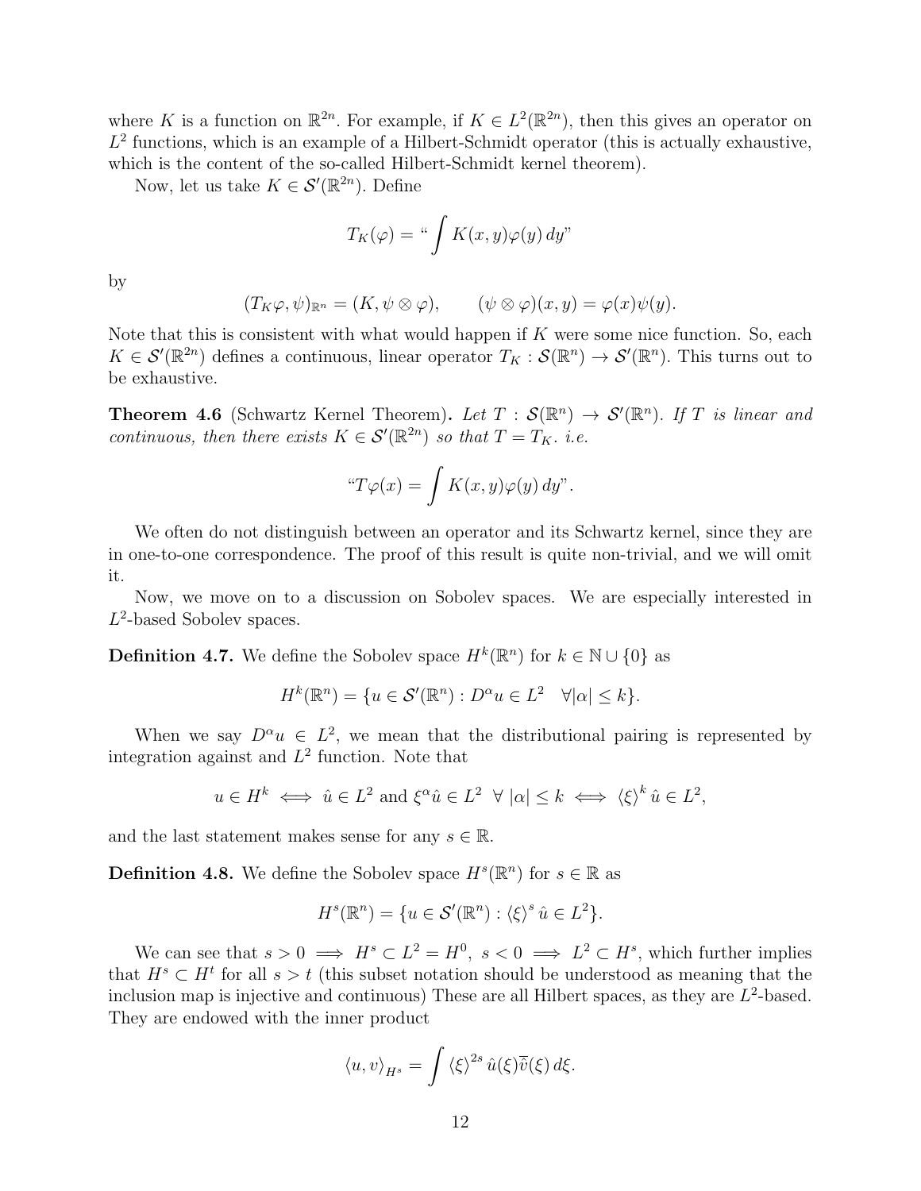where $K$ is a function on $\mathbb{R}^{2n}$. For example, if $K \in L^2(\mathbb{R}^{2n})$, then this gives an operator on $L^2$ functions, which is an example of a Hilbert-Schmidt operator (this is actually exhaustive, which is the content of the so-called Hilbert-Schmidt kernel theorem).

Now, let us take $K \in \mathcal{S}'(\mathbb{R}^{2n})$. Define

$$T_K(\varphi) = \text{“}\int K(x,y)\varphi(y)\,dy\text{”}$$

by

$$(T_K\varphi, \psi)_{\mathbb{R}^n} = (K, \psi \otimes \varphi), \qquad (\psi \otimes \varphi)(x,y) = \varphi(x)\psi(y).$$

Note that this is consistent with what would happen if $K$ were some nice function. So, each $K \in \mathcal{S}'(\mathbb{R}^{2n})$ defines a continuous, linear operator $T_K : \mathcal{S}(\mathbb{R}^n) \to \mathcal{S}'(\mathbb{R}^n)$. This turns out to be exhaustive.

**Theorem 4.6** (Schwartz Kernel Theorem)**.** *Let $T : \mathcal{S}(\mathbb{R}^n) \to \mathcal{S}'(\mathbb{R}^n)$. If $T$ is linear and continuous, then there exists $K \in \mathcal{S}'(\mathbb{R}^{2n})$ so that $T = T_K$. i.e.*

$$\text{“}T\varphi(x) = \int K(x,y)\varphi(y)\,dy\text{”}.$$

We often do not distinguish between an operator and its Schwartz kernel, since they are in one-to-one correspondence. The proof of this result is quite non-trivial, and we will omit it.

Now, we move on to a discussion on Sobolev spaces. We are especially interested in $L^2$-based Sobolev spaces.

**Definition 4.7.** We define the Sobolev space $H^k(\mathbb{R}^n)$ for $k \in \mathbb{N} \cup \{0\}$ as

$$H^k(\mathbb{R}^n) = \{u \in \mathcal{S}'(\mathbb{R}^n) : D^\alpha u \in L^2 \quad \forall |\alpha| \le k\}.$$

When we say $D^\alpha u \in L^2$, we mean that the distributional pairing is represented by integration against and $L^2$ function. Note that

$$u \in H^k \iff \hat{u} \in L^2 \text{ and } \xi^\alpha \hat{u} \in L^2 \;\; \forall\, |\alpha| \le k \iff \langle \xi \rangle^k \hat{u} \in L^2,$$

and the last statement makes sense for any $s \in \mathbb{R}$.

**Definition 4.8.** We define the Sobolev space $H^s(\mathbb{R}^n)$ for $s \in \mathbb{R}$ as

$$H^s(\mathbb{R}^n) = \{u \in \mathcal{S}'(\mathbb{R}^n) : \langle \xi \rangle^s \hat{u} \in L^2\}.$$

We can see that $s > 0 \implies H^s \subset L^2 = H^0,\ s < 0 \implies L^2 \subset H^s$, which further implies that $H^s \subset H^t$ for all $s > t$ (this subset notation should be understood as meaning that the inclusion map is injective and continuous) These are all Hilbert spaces, as they are $L^2$-based. They are endowed with the inner product

$$\langle u, v \rangle_{H^s} = \int \langle \xi \rangle^{2s} \hat{u}(\xi)\bar{\hat{v}}(\xi)\,d\xi.$$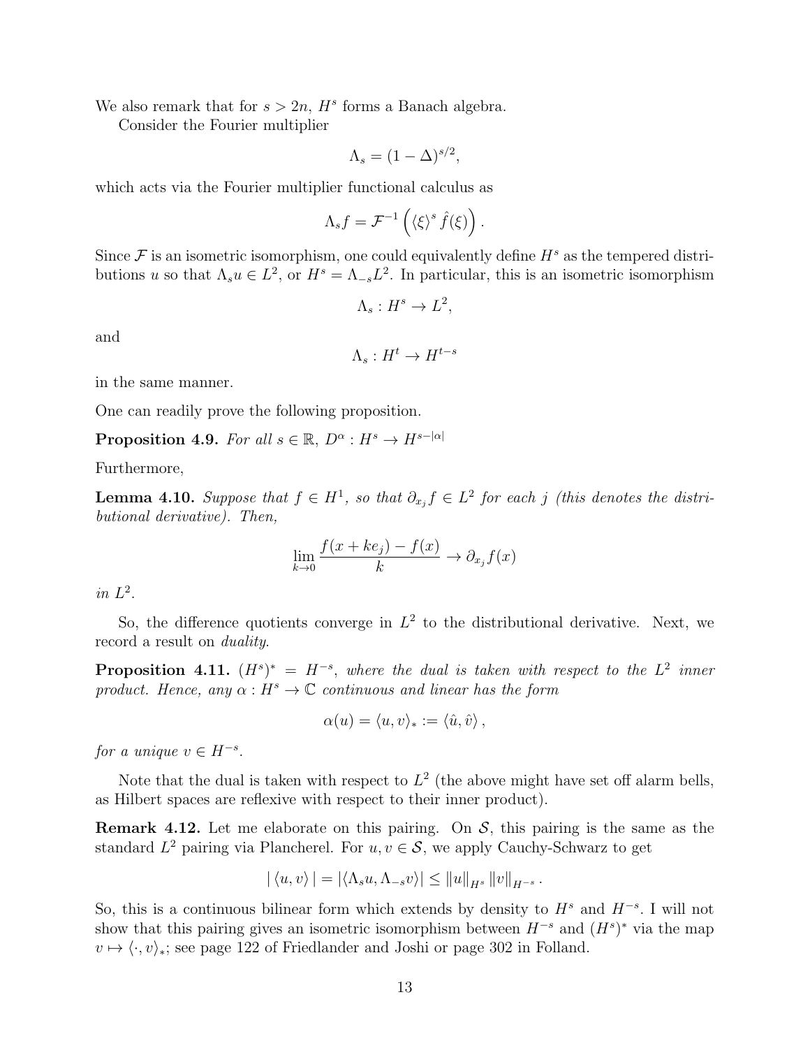We also remark that for $s > 2n$, $H^s$ forms a Banach algebra.

Consider the Fourier multiplier

$$\Lambda_s = (1 - \Delta)^{s/2},$$

which acts via the Fourier multiplier functional calculus as

$$\Lambda_s f = \mathcal{F}^{-1}\left(\langle \xi \rangle^s \hat{f}(\xi)\right).$$

Since $\mathcal{F}$ is an isometric isomorphism, one could equivalently define $H^s$ as the tempered distributions $u$ so that $\Lambda_s u \in L^2$, or $H^s = \Lambda_{-s} L^2$. In particular, this is an isometric isomorphism

$$\Lambda_s : H^s \to L^2,$$

and

$$\Lambda_s : H^t \to H^{t-s}$$

in the same manner.

One can readily prove the following proposition.

**Proposition 4.9.** *For all $s \in \mathbb{R}$, $D^\alpha : H^s \to H^{s-|\alpha|}$*

Furthermore,

**Lemma 4.10.** *Suppose that $f \in H^1$, so that $\partial_{x_j} f \in L^2$ for each $j$ (this denotes the distributional derivative). Then,*

$$\lim_{k \to 0} \frac{f(x + ke_j) - f(x)}{k} \to \partial_{x_j} f(x)$$

*in $L^2$.*

So, the difference quotients converge in $L^2$ to the distributional derivative. Next, we record a result on *duality*.

**Proposition 4.11.** *$(H^s)^* = H^{-s}$, where the dual is taken with respect to the $L^2$ inner product. Hence, any $\alpha : H^s \to \mathbb{C}$ continuous and linear has the form*

$$\alpha(u) = \langle u, v \rangle_* := \langle \hat{u}, \hat{v} \rangle,$$

*for a unique $v \in H^{-s}$.*

Note that the dual is taken with respect to $L^2$ (the above might have set off alarm bells, as Hilbert spaces are reflexive with respect to their inner product).

**Remark 4.12.** Let me elaborate on this pairing. On $\mathcal{S}$, this pairing is the same as the standard $L^2$ pairing via Plancherel. For $u, v \in \mathcal{S}$, we apply Cauchy-Schwarz to get

$$|\langle u, v \rangle| = |\langle \Lambda_s u, \Lambda_{-s} v \rangle| \leq \|u\|_{H^s} \|v\|_{H^{-s}}.$$

So, this is a continuous bilinear form which extends by density to $H^s$ and $H^{-s}$. I will not show that this pairing gives an isometric isomorphism between $H^{-s}$ and $(H^s)^*$ via the map $v \mapsto \langle \cdot, v \rangle_*$; see page 122 of Friedlander and Joshi or page 302 in Folland.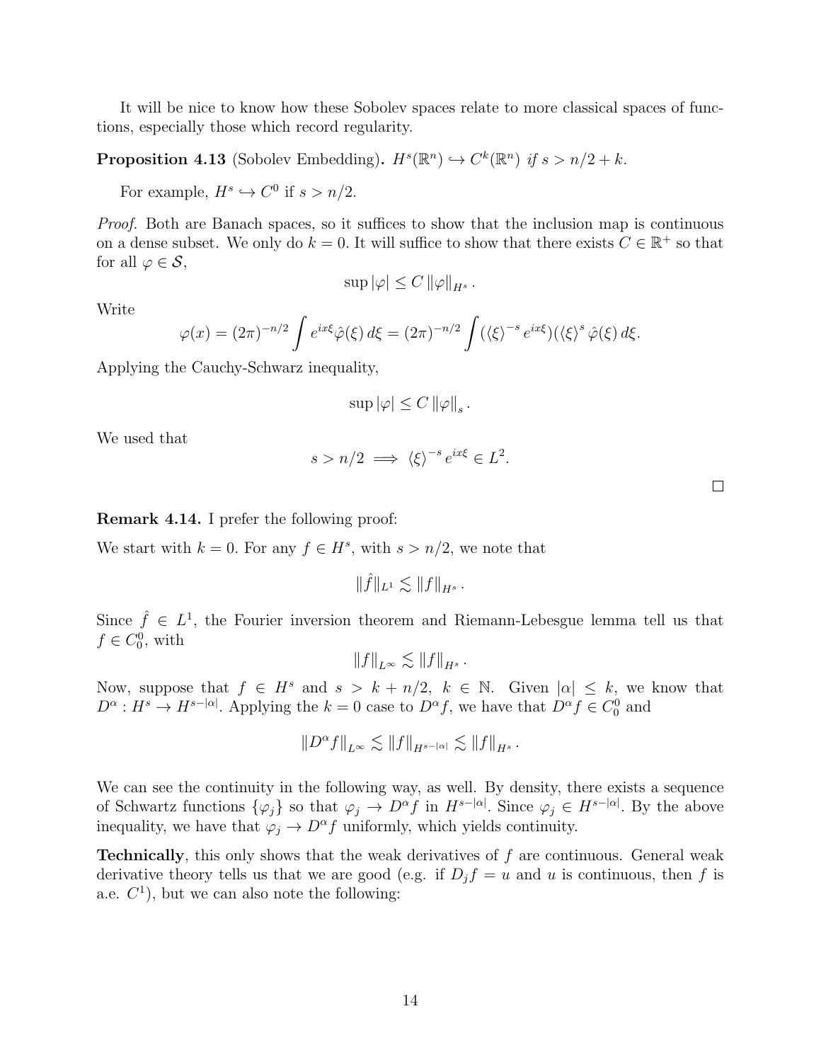It will be nice to know how these Sobolev spaces relate to more classical spaces of functions, especially those which record regularity.

**Proposition 4.13** (Sobolev Embedding)**.** *$H^s(\mathbb{R}^n) \hookrightarrow C^k(\mathbb{R}^n)$ if $s > n/2 + k$.*

For example, $H^s \hookrightarrow C^0$ if $s > n/2$.

*Proof.* Both are Banach spaces, so it suffices to show that the inclusion map is continuous on a dense subset. We only do $k = 0$. It will suffice to show that there exists $C \in \mathbb{R}^+$ so that for all $\varphi \in \mathcal{S}$,

$$\sup |\varphi| \leq C \|\varphi\|_{H^s}.$$

Write

$$\varphi(x) = (2\pi)^{-n/2} \int e^{ix\xi} \hat{\varphi}(\xi)\, d\xi = (2\pi)^{-n/2} \int (\langle \xi \rangle^{-s} e^{ix\xi})(\langle \xi \rangle^{s} \hat{\varphi}(\xi)\, d\xi.$$

Applying the Cauchy-Schwarz inequality,

$$\sup |\varphi| \leq C \|\varphi\|_s.$$

We used that

$$s > n/2 \implies \langle \xi \rangle^{-s} e^{ix\xi} \in L^2.$$

□

**Remark 4.14.** I prefer the following proof:

We start with $k = 0$. For any $f \in H^s$, with $s > n/2$, we note that

$$\|\hat{f}\|_{L^1} \lesssim \|f\|_{H^s}.$$

Since $\hat{f} \in L^1$, the Fourier inversion theorem and Riemann-Lebesgue lemma tell us that $f \in C^0_0$, with

$$\|f\|_{L^\infty} \lesssim \|f\|_{H^s}.$$

Now, suppose that $f \in H^s$ and $s > k + n/2$, $k \in \mathbb{N}$. Given $|\alpha| \leq k$, we know that $D^\alpha : H^s \to H^{s-|\alpha|}$. Applying the $k = 0$ case to $D^\alpha f$, we have that $D^\alpha f \in C^0_0$ and

$$\|D^\alpha f\|_{L^\infty} \lesssim \|f\|_{H^{s-|\alpha|}} \lesssim \|f\|_{H^s}.$$

We can see the continuity in the following way, as well. By density, there exists a sequence of Schwartz functions $\{\varphi_j\}$ so that $\varphi_j \to D^\alpha f$ in $H^{s-|\alpha|}$. Since $\varphi_j \in H^{s-|\alpha|}$. By the above inequality, we have that $\varphi_j \to D^\alpha f$ uniformly, which yields continuity.

**Technically**, this only shows that the weak derivatives of $f$ are continuous. General weak derivative theory tells us that we are good (e.g. if $D_j f = u$ and $u$ is continuous, then $f$ is a.e. $C^1$), but we can also note the following: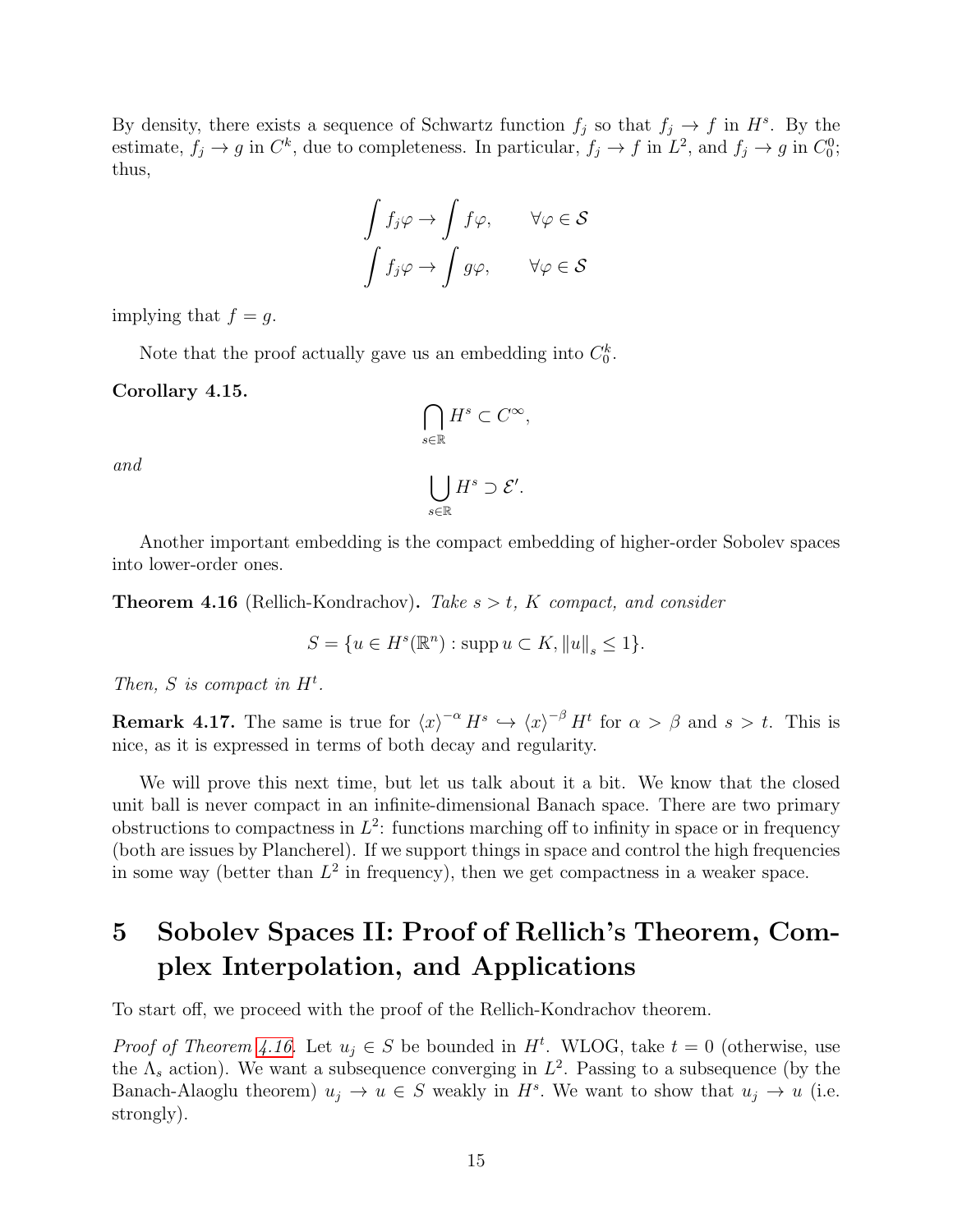By density, there exists a sequence of Schwartz function $f_j$ so that $f_j \to f$ in $H^s$. By the estimate, $f_j \to g$ in $C^k$, due to completeness. In particular, $f_j \to f$ in $L^2$, and $f_j \to g$ in $C_0^0$; thus,

$$\int f_j \varphi \to \int f\varphi, \qquad \forall \varphi \in \mathcal{S}$$

$$\int f_j \varphi \to \int g\varphi, \qquad \forall \varphi \in \mathcal{S}$$

implying that $f = g$.

Note that the proof actually gave us an embedding into $C_0^k$.

**Corollary 4.15.**

$$\bigcap_{s \in \mathbb{R}} H^s \subset C^\infty,$$

*and*

$$\bigcup_{s \in \mathbb{R}} H^s \supset \mathcal{E}'.$$

Another important embedding is the compact embedding of higher-order Sobolev spaces into lower-order ones.

**Theorem 4.16** (Rellich-Kondrachov)**.** *Take $s > t$, $K$ compact, and consider*

$$S = \{u \in H^s(\mathbb{R}^n) : \operatorname{supp} u \subset K, \|u\|_s \leq 1\}.$$

*Then, $S$ is compact in $H^t$.*

**Remark 4.17.** The same is true for $\langle x \rangle^{-\alpha} H^s \hookrightarrow \langle x \rangle^{-\beta} H^t$ for $\alpha > \beta$ and $s > t$. This is nice, as it is expressed in terms of both decay and regularity.

We will prove this next time, but let us talk about it a bit. We know that the closed unit ball is never compact in an infinite-dimensional Banach space. There are two primary obstructions to compactness in $L^2$: functions marching off to infinity in space or in frequency (both are issues by Plancherel). If we support things in space and control the high frequencies in some way (better than $L^2$ in frequency), then we get compactness in a weaker space.

# 5 Sobolev Spaces II: Proof of Rellich's Theorem, Complex Interpolation, and Applications

To start off, we proceed with the proof of the Rellich-Kondrachov theorem.

*Proof of Theorem 4.16.* Let $u_j \in S$ be bounded in $H^t$. WLOG, take $t = 0$ (otherwise, use the $\Lambda_s$ action). We want a subsequence converging in $L^2$. Passing to a subsequence (by the Banach-Alaoglu theorem) $u_j \to u \in S$ weakly in $H^s$. We want to show that $u_j \to u$ (i.e. strongly).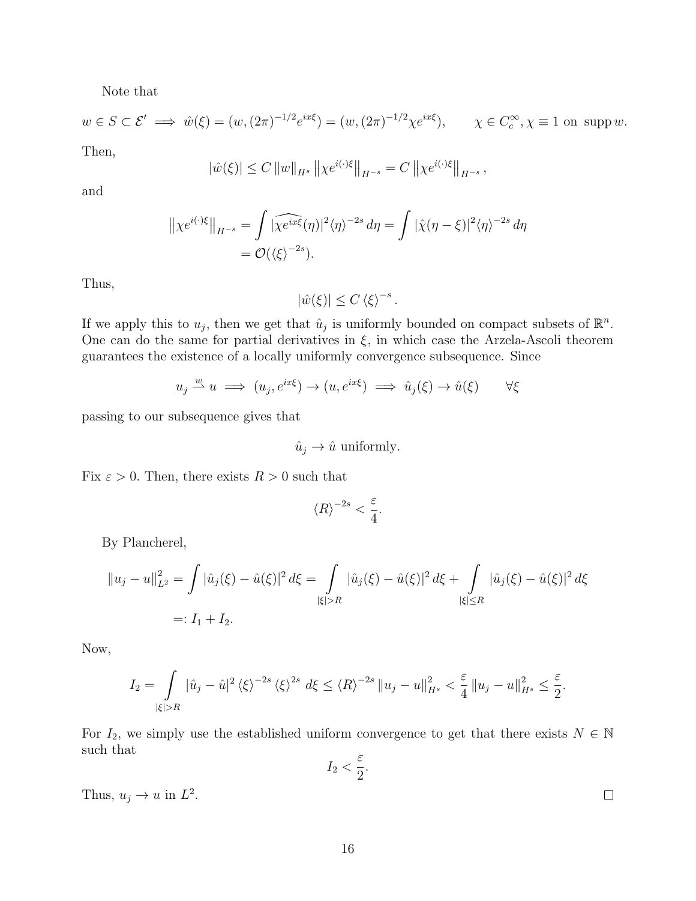Note that

$$w \in S \subset \mathcal{E}' \implies \hat{w}(\xi) = (w, (2\pi)^{-1/2} e^{ix\xi}) = (w, (2\pi)^{-1/2} \chi e^{ix\xi}), \qquad \chi \in C_c^\infty, \chi \equiv 1 \text{ on } \operatorname{supp} w.$$

Then,

$$|\hat{w}(\xi)| \leq C \|w\|_{H^s} \left\| \chi e^{i(\cdot)\xi} \right\|_{H^{-s}} = C \left\| \chi e^{i(\cdot)\xi} \right\|_{H^{-s}},$$

and

$$\begin{aligned}
\left\| \chi e^{i(\cdot)\xi} \right\|_{H^{-s}} &= \int |\widehat{\chi e^{ix\xi}}(\eta)|^2 \langle \eta \rangle^{-2s} \, d\eta = \int |\hat{\chi}(\eta - \xi)|^2 \langle \eta \rangle^{-2s} \, d\eta \\
&= \mathcal{O}(\langle \xi \rangle^{-2s}).
\end{aligned}$$

Thus,

$$|\hat{w}(\xi)| \leq C \langle \xi \rangle^{-s}.$$

If we apply this to $u_j$, then we get that $\hat{u}_j$ is uniformly bounded on compact subsets of $\mathbb{R}^n$. One can do the same for partial derivatives in $\xi$, in which case the Arzela-Ascoli theorem guarantees the existence of a locally uniformly convergence subsequence. Since

$$u_j \overset{w}{\rightharpoonup} u \implies (u_j, e^{ix\xi}) \to (u, e^{ix\xi}) \implies \hat{u}_j(\xi) \to \hat{u}(\xi) \qquad \forall \xi$$

passing to our subsequence gives that

$$\hat{u}_j \to \hat{u} \text{ uniformly.}$$

Fix $\varepsilon > 0$. Then, there exists $R > 0$ such that

$$\langle R \rangle^{-2s} < \frac{\varepsilon}{4}.$$

By Plancherel,

$$\begin{aligned}
\|u_j - u\|_{L^2}^2 &= \int |\hat{u}_j(\xi) - \hat{u}(\xi)|^2 \, d\xi = \int_{|\xi| > R} |\hat{u}_j(\xi) - \hat{u}(\xi)|^2 \, d\xi + \int_{|\xi| \leq R} |\hat{u}_j(\xi) - \hat{u}(\xi)|^2 \, d\xi \\
&=: I_1 + I_2.
\end{aligned}$$

Now,

$$I_2 = \int_{|\xi| > R} |\hat{u}_j - \hat{u}|^2 \langle \xi \rangle^{-2s} \langle \xi \rangle^{2s} \, d\xi \leq \langle R \rangle^{-2s} \|u_j - u\|_{H^s}^2 < \frac{\varepsilon}{4} \|u_j - u\|_{H^s}^2 \leq \frac{\varepsilon}{2}.$$

For $I_2$, we simply use the established uniform convergence to get that there exists $N \in \mathbb{N}$ such that

$$I_2 < \frac{\varepsilon}{2}.$$

Thus, $u_j \to u$ in $L^2$. □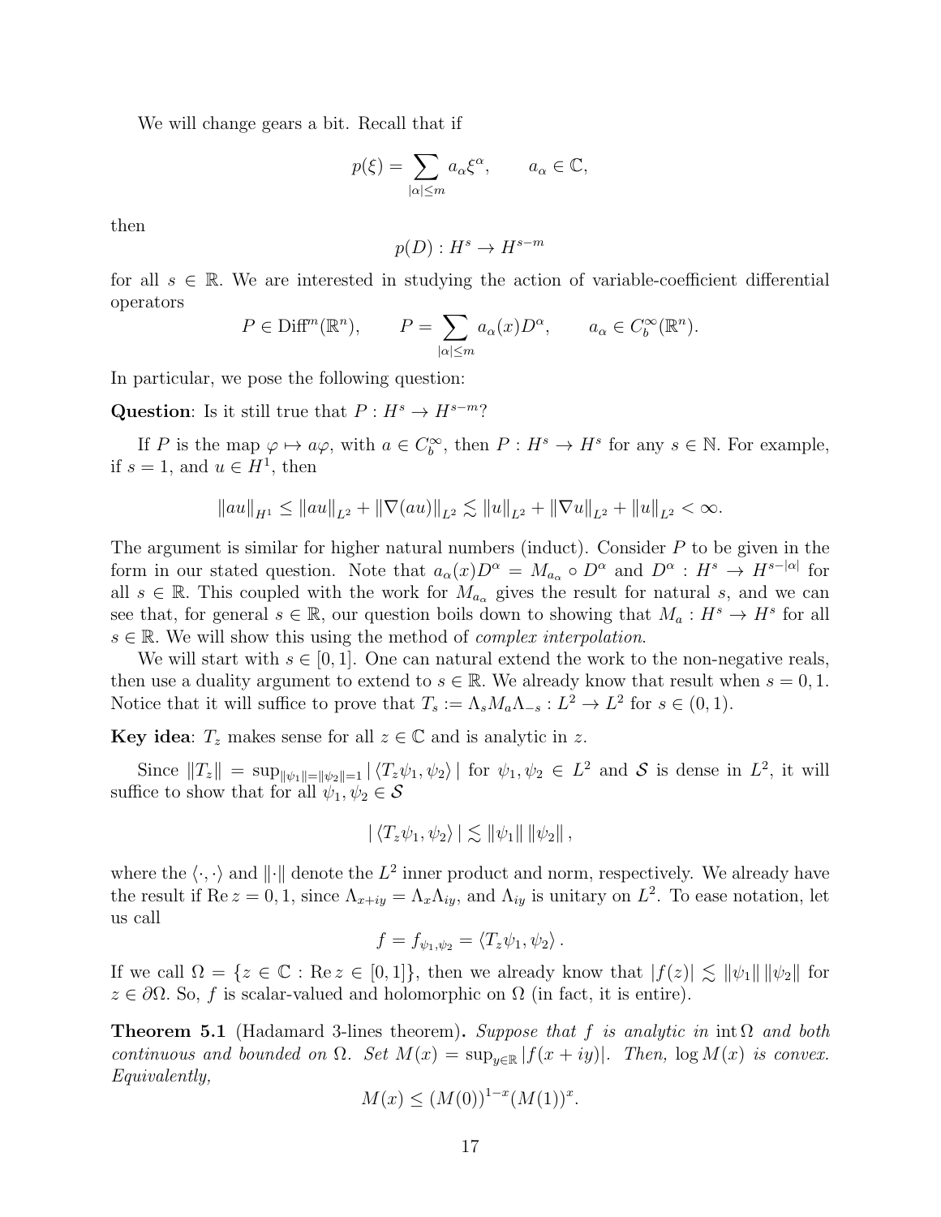We will change gears a bit. Recall that if

$$p(\xi) = \sum_{|\alpha| \le m} a_\alpha \xi^\alpha, \qquad a_\alpha \in \mathbb{C},$$

then

$$p(D) : H^s \to H^{s-m}$$

for all $s \in \mathbb{R}$. We are interested in studying the action of variable-coefficient differential operators

$$P \in \mathrm{Diff}^m(\mathbb{R}^n), \qquad P = \sum_{|\alpha| \le m} a_\alpha(x) D^\alpha, \qquad a_\alpha \in C_b^\infty(\mathbb{R}^n).$$

In particular, we pose the following question:

**Question**: Is it still true that $P : H^s \to H^{s-m}$?

If $P$ is the map $\varphi \mapsto a\varphi$, with $a \in C_b^\infty$, then $P : H^s \to H^s$ for any $s \in \mathbb{N}$. For example, if $s = 1$, and $u \in H^1$, then

$$\|au\|_{H^1} \le \|au\|_{L^2} + \|\nabla(au)\|_{L^2} \lesssim \|u\|_{L^2} + \|\nabla u\|_{L^2} + \|u\|_{L^2} < \infty.$$

The argument is similar for higher natural numbers (induct). Consider $P$ to be given in the form in our stated question. Note that $a_\alpha(x) D^\alpha = M_{a_\alpha} \circ D^\alpha$ and $D^\alpha : H^s \to H^{s-|\alpha|}$ for all $s \in \mathbb{R}$. This coupled with the work for $M_{a_\alpha}$ gives the result for natural $s$, and we can see that, for general $s \in \mathbb{R}$, our question boils down to showing that $M_a : H^s \to H^s$ for all $s \in \mathbb{R}$. We will show this using the method of *complex interpolation*.

We will start with $s \in [0, 1]$. One can natural extend the work to the non-negative reals, then use a duality argument to extend to $s \in \mathbb{R}$. We already know that result when $s = 0, 1$. Notice that it will suffice to prove that $T_s := \Lambda_s M_a \Lambda_{-s} : L^2 \to L^2$ for $s \in (0, 1)$.

**Key idea**: $T_z$ makes sense for all $z \in \mathbb{C}$ and is analytic in $z$.

Since $\|T_z\| = \sup_{\|\psi_1\| = \|\psi_2\| = 1} |\langle T_z \psi_1, \psi_2 \rangle|$ for $\psi_1, \psi_2 \in L^2$ and $\mathcal{S}$ is dense in $L^2$, it will suffice to show that for all $\psi_1, \psi_2 \in \mathcal{S}$

$$|\langle T_z \psi_1, \psi_2 \rangle| \lesssim \|\psi_1\| \|\psi_2\|,$$

where the $\langle \cdot, \cdot \rangle$ and $\|\cdot\|$ denote the $L^2$ inner product and norm, respectively. We already have the result if $\operatorname{Re} z = 0, 1$, since $\Lambda_{x+iy} = \Lambda_x \Lambda_{iy}$, and $\Lambda_{iy}$ is unitary on $L^2$. To ease notation, let us call

$$f = f_{\psi_1, \psi_2} = \langle T_z \psi_1, \psi_2 \rangle.$$

If we call $\Omega = \{z \in \mathbb{C} : \operatorname{Re} z \in [0, 1]\}$, then we already know that $|f(z)| \lesssim \|\psi_1\| \|\psi_2\|$ for $z \in \partial\Omega$. So, $f$ is scalar-valued and holomorphic on $\Omega$ (in fact, it is entire).

**Theorem 5.1** (Hadamard 3-lines theorem)**.** *Suppose that $f$ is analytic in $\operatorname{int}\Omega$ and both continuous and bounded on $\Omega$. Set $M(x) = \sup_{y \in \mathbb{R}} |f(x + iy)|$. Then, $\log M(x)$ is convex. Equivalently,*

$$M(x) \le (M(0))^{1-x} (M(1))^x.$$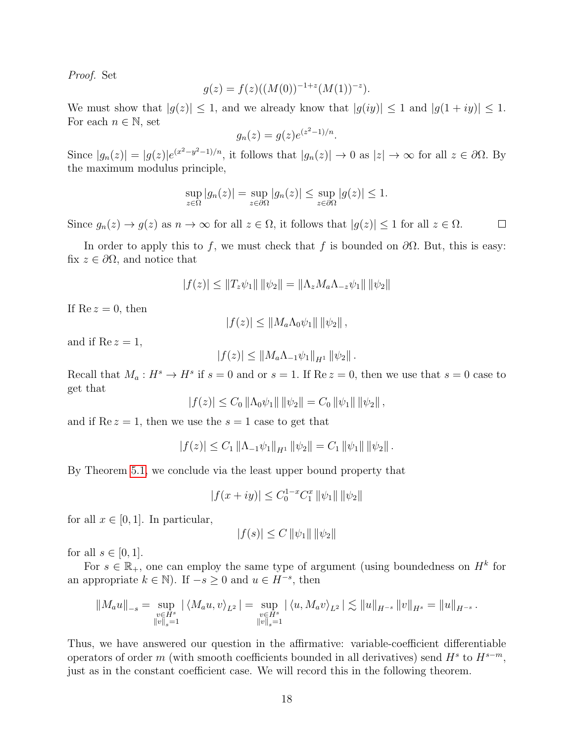*Proof.* Set

$$g(z) = f(z)((M(0))^{-1+z}(M(1))^{-z}).$$

We must show that $|g(z)| \leq 1$, and we already know that $|g(iy)| \leq 1$ and $|g(1+iy)| \leq 1$. For each $n \in \mathbb{N}$, set

$$g_n(z) = g(z)e^{(z^2-1)/n}.$$

Since $|g_n(z)| = |g(z)|e^{(x^2-y^2-1)/n}$, it follows that $|g_n(z)| \to 0$ as $|z| \to \infty$ for all $z \in \partial\Omega$. By the maximum modulus principle,

$$\sup_{z\in\Omega} |g_n(z)| = \sup_{z\in\partial\Omega} |g_n(z)| \leq \sup_{z\in\partial\Omega} |g(z)| \leq 1.$$

Since $g_n(z) \to g(z)$ as $n \to \infty$ for all $z \in \Omega$, it follows that $|g(z)| \leq 1$ for all $z \in \Omega$. $\square$

In order to apply this to $f$, we must check that $f$ is bounded on $\partial\Omega$. But, this is easy: fix $z \in \partial\Omega$, and notice that

$$|f(z)| \leq \|T_z\psi_1\| \, \|\psi_2\| = \|\Lambda_z M_a \Lambda_{-z}\psi_1\| \, \|\psi_2\|$$

If $\operatorname{Re} z = 0$, then

$$|f(z)| \leq \|M_a\Lambda_0\psi_1\| \, \|\psi_2\| \, ,$$

and if $\operatorname{Re} z = 1$,

$$|f(z)| \leq \|M_a\Lambda_{-1}\psi_1\|_{H^1} \, \|\psi_2\| \, .$$

Recall that $M_a : H^s \to H^s$ if $s = 0$ and or $s = 1$. If $\operatorname{Re} z = 0$, then we use that $s = 0$ case to get that

$$|f(z)| \leq C_0 \, \|\Lambda_0\psi_1\| \, \|\psi_2\| = C_0 \, \|\psi_1\| \, \|\psi_2\| \, ,$$

and if $\operatorname{Re} z = 1$, then we use the $s = 1$ case to get that

$$|f(z)| \leq C_1 \, \|\Lambda_{-1}\psi_1\|_{H^1} \, \|\psi_2\| = C_1 \, \|\psi_1\| \, \|\psi_2\| \, .$$

By Theorem 5.1, we conclude via the least upper bound property that

$$|f(x+iy)| \leq C_0^{1-x}C_1^x \, \|\psi_1\| \, \|\psi_2\|$$

for all $x \in [0,1]$. In particular,

$$|f(s)| \leq C \, \|\psi_1\| \, \|\psi_2\|$$

for all $s \in [0,1]$.

For $s \in \mathbb{R}_+$, one can employ the same type of argument (using boundedness on $H^k$ for an appropriate $k \in \mathbb{N}$). If $-s \geq 0$ and $u \in H^{-s}$, then

$$\|M_a u\|_{-s} = \sup_{\substack{v\in H^s \\ \|v\|_s=1}} |\langle M_a u, v\rangle_{L^2}| = \sup_{\substack{v\in H^s \\ \|v\|_s=1}} |\langle u, M_a v\rangle_{L^2}| \lesssim \|u\|_{H^{-s}} \, \|v\|_{H^s} = \|u\|_{H^{-s}} \, .$$

Thus, we have answered our question in the affirmative: variable-coefficient differentiable operators of order $m$ (with smooth coefficients bounded in all derivatives) send $H^s$ to $H^{s-m}$, just as in the constant coefficient case. We will record this in the following theorem.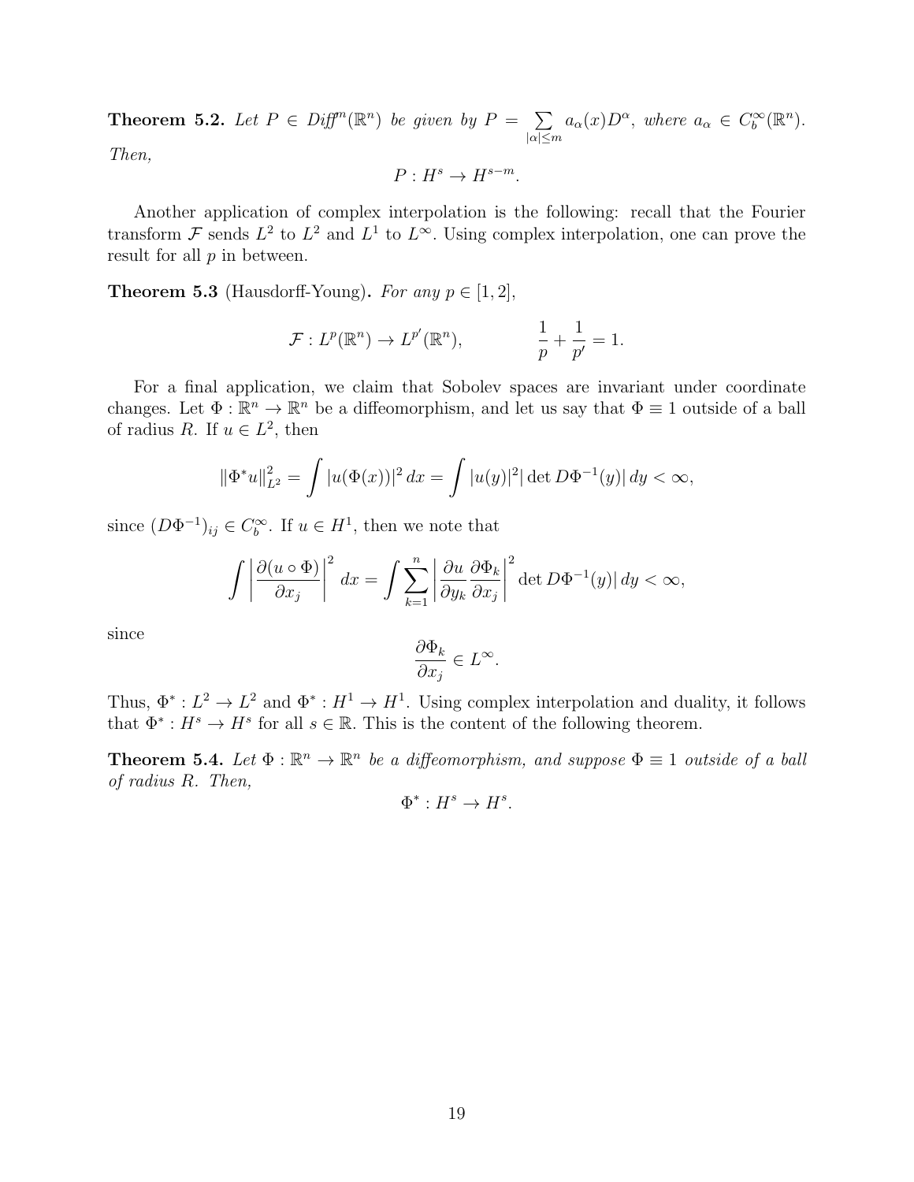**Theorem 5.2.** *Let $P \in \mathit{Diff}^m(\mathbb{R}^n)$ be given by $P = \sum_{|\alpha| \leq m} a_\alpha(x) D^\alpha$, where $a_\alpha \in C_b^\infty(\mathbb{R}^n)$. Then,*

$$P : H^s \to H^{s-m}.$$

Another application of complex interpolation is the following: recall that the Fourier transform $\mathcal{F}$ sends $L^2$ to $L^2$ and $L^1$ to $L^\infty$. Using complex interpolation, one can prove the result for all $p$ in between.

**Theorem 5.3** (Hausdorff-Young)**.** *For any $p \in [1, 2]$,*

$$\mathcal{F} : L^p(\mathbb{R}^n) \to L^{p'}(\mathbb{R}^n), \qquad \frac{1}{p} + \frac{1}{p'} = 1.$$

For a final application, we claim that Sobolev spaces are invariant under coordinate changes. Let $\Phi : \mathbb{R}^n \to \mathbb{R}^n$ be a diffeomorphism, and let us say that $\Phi \equiv 1$ outside of a ball of radius $R$. If $u \in L^2$, then

$$\|\Phi^* u\|_{L^2}^2 = \int |u(\Phi(x))|^2 \, dx = \int |u(y)|^2 |\det D\Phi^{-1}(y)| \, dy < \infty,$$

since $(D\Phi^{-1})_{ij} \in C_b^\infty$. If $u \in H^1$, then we note that

$$\int \left| \frac{\partial(u \circ \Phi)}{\partial x_j} \right|^2 dx = \int \sum_{k=1}^n \left| \frac{\partial u}{\partial y_k} \frac{\partial \Phi_k}{\partial x_j} \right|^2 \det D\Phi^{-1}(y)| \, dy < \infty,$$

since

$$\frac{\partial \Phi_k}{\partial x_j} \in L^\infty.$$

Thus, $\Phi^* : L^2 \to L^2$ and $\Phi^* : H^1 \to H^1$. Using complex interpolation and duality, it follows that $\Phi^* : H^s \to H^s$ for all $s \in \mathbb{R}$. This is the content of the following theorem.

**Theorem 5.4.** *Let $\Phi : \mathbb{R}^n \to \mathbb{R}^n$ be a diffeomorphism, and suppose $\Phi \equiv 1$ outside of a ball of radius $R$. Then,*

$$\Phi^* : H^s \to H^s.$$